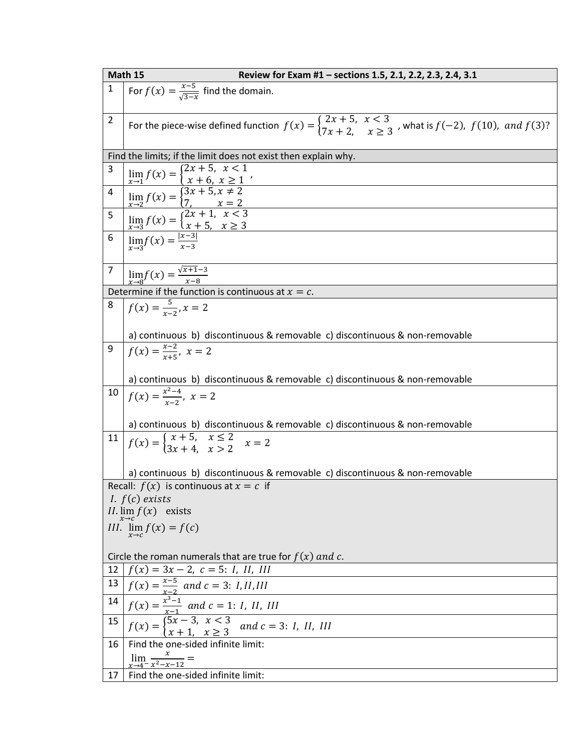| **Math 15** | **Review for Exam #1 – sections 1.5, 2.1, 2.2, 2.3, 2.4, 3.1** |
|---|---|
| 1 | For $f(x) = \frac{x-5}{\sqrt{3-x}}$ find the domain. |
| 2 | For the piece-wise defined function $f(x) = \begin{cases} 2x+5, & x < 3 \\ 7x+2, & x \geq 3 \end{cases}$, what is $f(-2),\ f(10),\ and\ f(3)$? |
| Find the limits; if the limit does not exist then explain why. | |
| 3 | $\lim_{x \to 1} f(x) = \begin{cases} 2x+5, & x < 1 \\ x+6, & x \geq 1 \end{cases}$, |
| 4 | $\lim_{x \to 2} f(x) = \begin{cases} 3x+5, & x \neq 2 \\ 7, & x = 2 \end{cases}$ |
| 5 | $\lim_{x \to 3} f(x) = \begin{cases} 2x+1, & x < 3 \\ x+5, & x \geq 3 \end{cases}$ |
| 6 | $\lim_{x \to 3} f(x) = \frac{\lvert x-3 \rvert}{x-3}$ |
| 7 | $\lim_{x \to 8} f(x) = \frac{\sqrt{x+1}-3}{x-8}$ |
| Determine if the function is continuous at $x = c$. | |
| 8 | $f(x) = \frac{5}{x-2}, x = 2$<br><br>a) continuous b) discontinuous & removable c) discontinuous & non-removable |
| 9 | $f(x) = \frac{x-2}{x+5},\ x = 2$<br><br>a) continuous b) discontinuous & removable c) discontinuous & non-removable |
| 10 | $f(x) = \frac{x^2-4}{x-2},\ x = 2$<br><br>a) continuous b) discontinuous & removable c) discontinuous & non-removable |
| 11 | $f(x) = \begin{cases} x+5, & x \leq 2 \\ 3x+4, & x > 2 \end{cases} \quad x = 2$<br><br>a) continuous b) discontinuous & removable c) discontinuous & non-removable |
| Recall: $f(x)$ is continuous at $x = c$ if<br>$I.\ f(c)\ exists$<br>$II. \lim_{x \to c} f(x)$ exists<br>$III.\ \lim_{x \to c} f(x) = f(c)$<br><br>Circle the roman numerals that are true for $f(x)\ and\ c$. | |
| 12 | $f(x) = 3x - 2,\ c = 5:\ I,\ II,\ III$ |
| 13 | $f(x) = \frac{x-5}{x-2}\ \ and\ c = 3:\ I, II, III$ |
| 14 | $f(x) = \frac{x^3-1}{x-1}\ \ and\ c = 1:\ I,\ II,\ III$ |
| 15 | $f(x) = \begin{cases} 5x-3, & x < 3 \\ x+1, & x \geq 3 \end{cases}\ \ and\ c = 3:\ I,\ II,\ III$ |
| 16 | Find the one-sided infinite limit:<br>$\lim_{x \to 4^-} \frac{x}{x^2-x-12} =$ |
| 17 | Find the one-sided infinite limit: |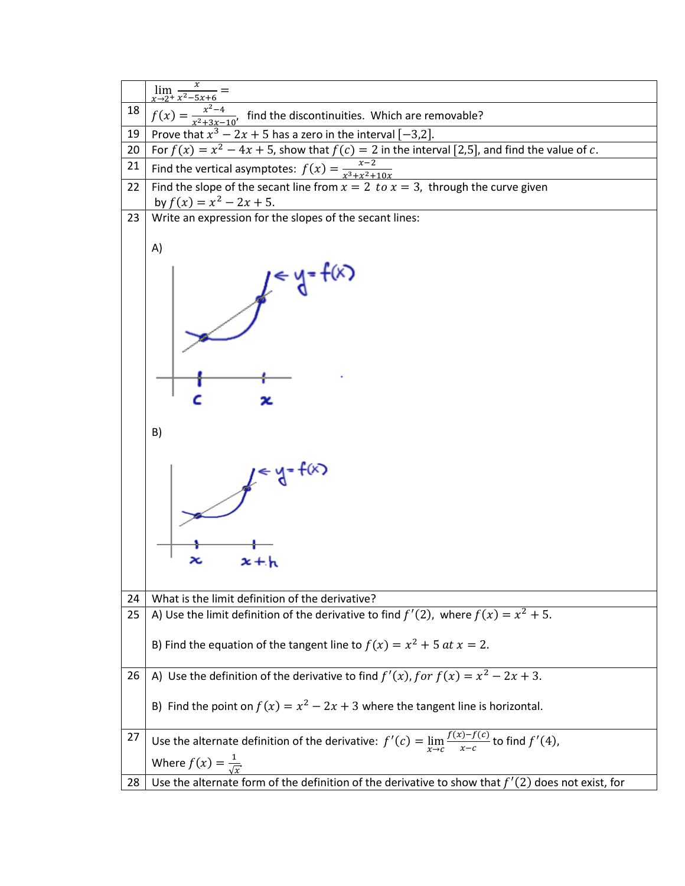| | |
|---|---|
| | $\lim_{x \to 2^+} \frac{x}{x^2-5x+6} =$ |
| 18 | $f(x) = \frac{x^2-4}{x^2+3x-10}$, find the discontinuities. Which are removable? |
| 19 | Prove that $x^3 - 2x + 5$ has a zero in the interval $[-3,2]$. |
| 20 | For $f(x) = x^2 - 4x + 5$, show that $f(c) = 2$ in the interval $[2,5]$, and find the value of $c$. |
| 21 | Find the vertical asymptotes: $f(x) = \frac{x-2}{x^3+x^2+10x}$ |
| 22 | Find the slope of the secant line from $x = 2$ *to* $x = 3$, through the curve given by $f(x) = x^2 - 2x + 5$. |
| 23 | Write an expression for the slopes of the secant lines:<br><br>A)<br><br>B) |
| 24 | What is the limit definition of the derivative? |
| 25 | A) Use the limit definition of the derivative to find $f'(2)$, where $f(x) = x^2 + 5$.<br><br>B) Find the equation of the tangent line to $f(x) = x^2 + 5$ *at* $x = 2$. |
| 26 | A) Use the definition of the derivative to find $f'(x)$, *for* $f(x) = x^2 - 2x + 3$.<br><br>B) Find the point on $f(x) = x^2 - 2x + 3$ where the tangent line is horizontal. |
| 27 | Use the alternate definition of the derivative: $f'(c) = \lim_{x \to c} \frac{f(x)-f(c)}{x-c}$ to find $f'(4)$,<br>Where $f(x) = \frac{1}{\sqrt{x}}$ |
| 28 | Use the alternate form of the definition of the derivative to show that $f'(2)$ does not exist, for |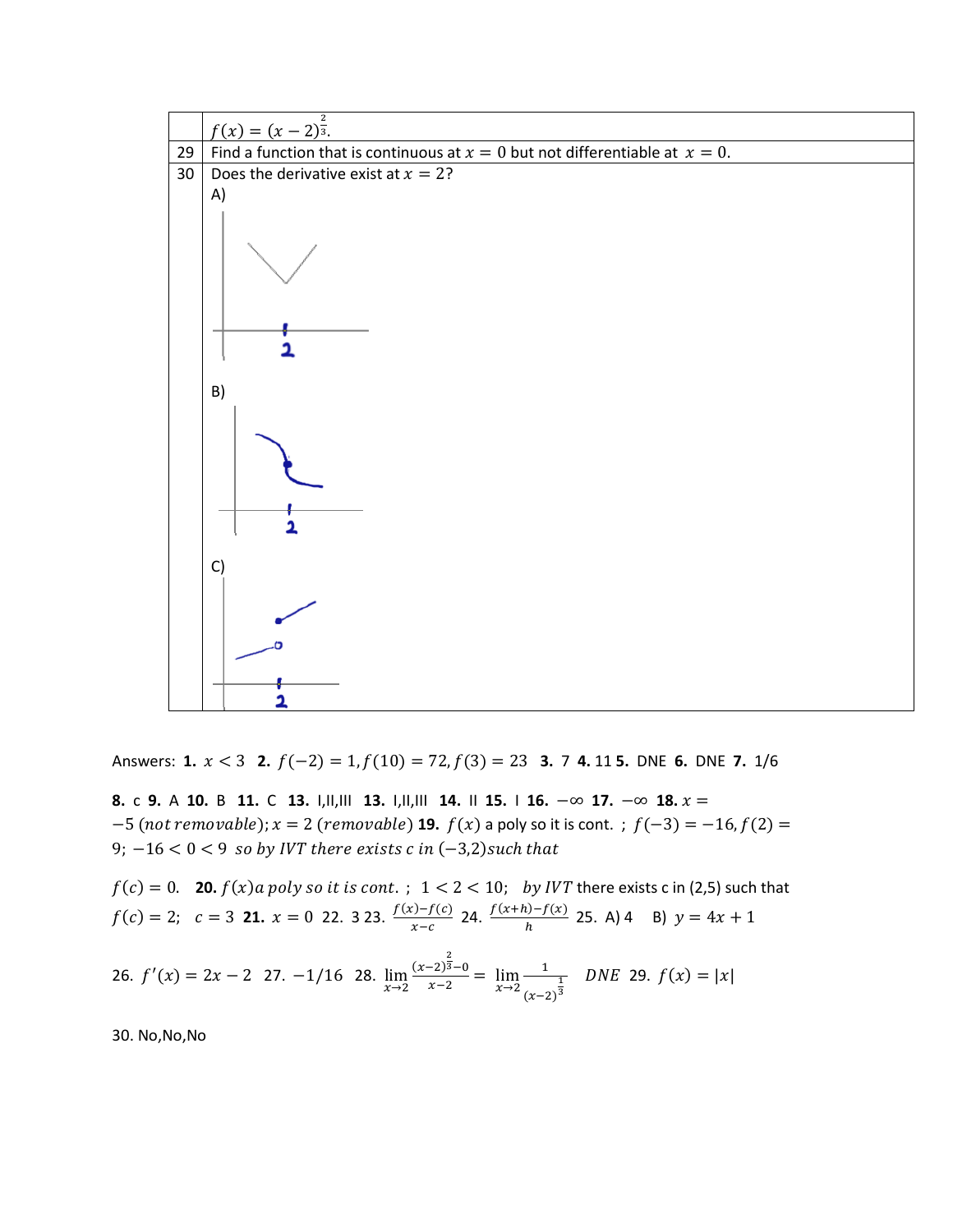| | |
|---|---|
| | $f(x) = (x-2)^{\frac{2}{3}}$. |
| 29 | Find a function that is continuous at $x = 0$ but not differentiable at $x = 0$. |
| 30 | Does the derivative exist at $x = 2$?<br>A)<br>2<br>B)<br>2<br>C)<br>2 |

Answers: **1.** $x < 3$ **2.** $f(-2) = 1, f(10) = 72, f(3) = 23$ **3.** 7 **4.** 11 **5.** DNE **6.** DNE **7.** 1/6

**8.** c **9.** A **10.** B **11.** C **13.** I,II,III **13.** I,II,III **14.** II **15.** I **16.** $-\infty$ **17.** $-\infty$ **18.** $x = -5$ $(not\ removable)$; $x = 2$ $(removable)$ **19.** $f(x)$ a poly so it is cont. ; $f(-3) = -16, f(2) = 9$; $-16 < 0 < 9$ *so by IVT there exists c in* $(-3,2)$ *such that*

$f(c) = 0$. **20.** $f(x)$ *a poly so it is cont.* ; $1 < 2 < 10$; *by IVT* there exists c in (2,5) such that $f(c) = 2$; $c = 3$ **21.** $x = 0$ 22. 3 23. $\frac{f(x)-f(c)}{x-c}$ 24. $\frac{f(x+h)-f(x)}{h}$ 25. A) 4 B) $y = 4x + 1$

26. $f'(x) = 2x - 2$ 27. $-1/16$ 28. $\lim_{x \to 2} \frac{(x-2)^{\frac{2}{3}} - 0}{x-2} = \lim_{x \to 2} \frac{1}{(x-2)^{\frac{1}{3}}}$ $DNE$ 29. $f(x) = |x|$

30. No,No,No